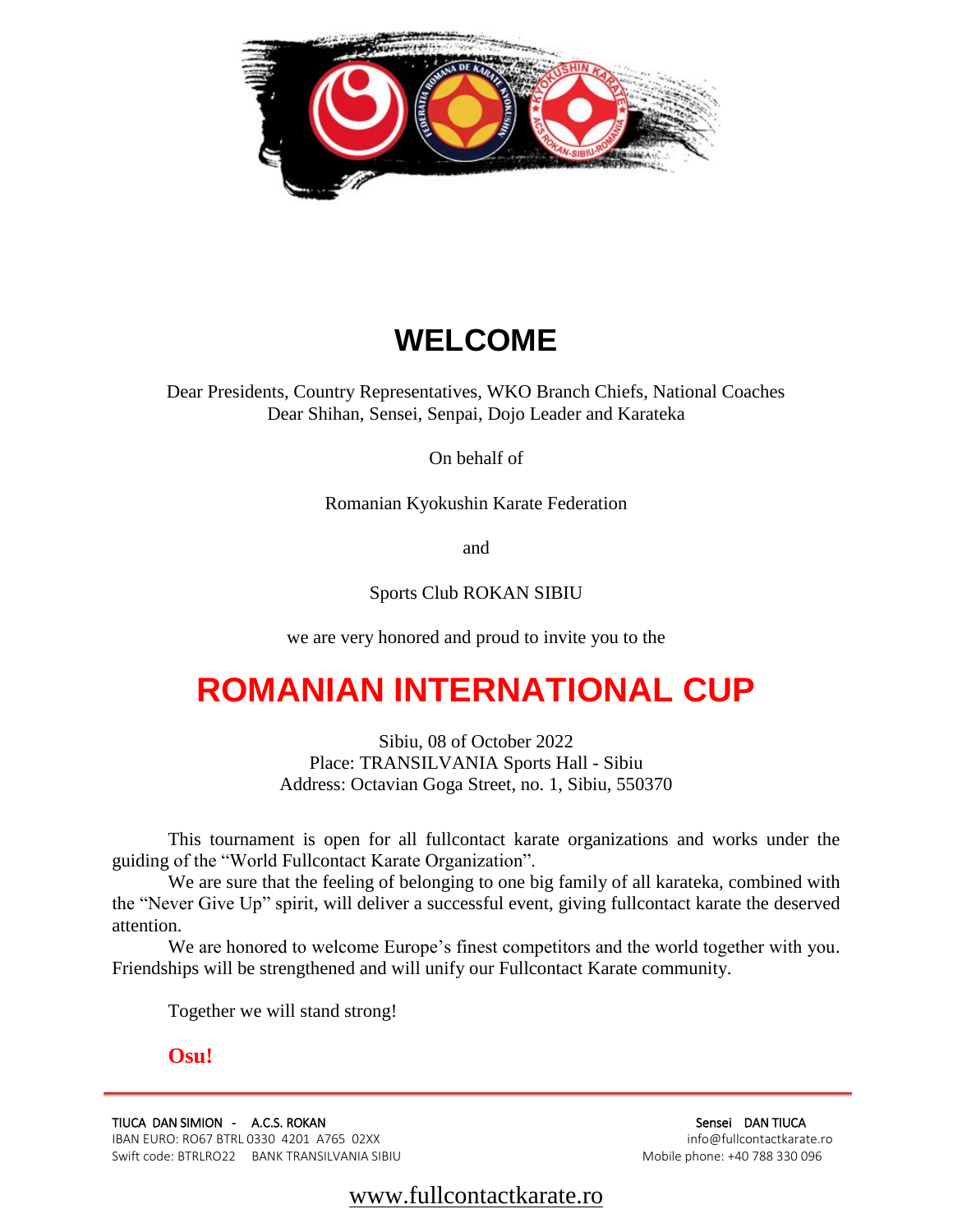# WELCOME

Dear Presidents, Country Representatives, WKO Branch Chiefs, National Coaches
Dear Shihan, Sensei, Senpai, Dojo Leader and Karateka

On behalf of

Romanian Kyokushin Karate Federation

and

Sports Club ROKAN SIBIU

we are very honored and proud to invite you to the

# ROMANIAN INTERNATIONAL CUP

Sibiu, 08 of October 2022
Place: TRANSILVANIA Sports Hall - Sibiu
Address: Octavian Goga Street, no. 1, Sibiu, 550370

This tournament is open for all fullcontact karate organizations and works under the guiding of the "World Fullcontact Karate Organization".

We are sure that the feeling of belonging to one big family of all karateka, combined with the "Never Give Up" spirit, will deliver a successful event, giving fullcontact karate the deserved attention.

We are honored to welcome Europe's finest competitors and the world together with you. Friendships will be strengthened and will unify our Fullcontact Karate community.

Together we will stand strong!

**Osu!**

---

TIUCA DAN SIMION - A.C.S. ROKAN
IBAN EURO: RO67 BTRL 0330 4201 A765 02XX
Swift code: BTRLRO22 BANK TRANSILVANIA SIBIU

Sensei DAN TIUCA
info@fullcontactkarate.ro
Mobile phone: +40 788 330 096

www.fullcontactkarate.ro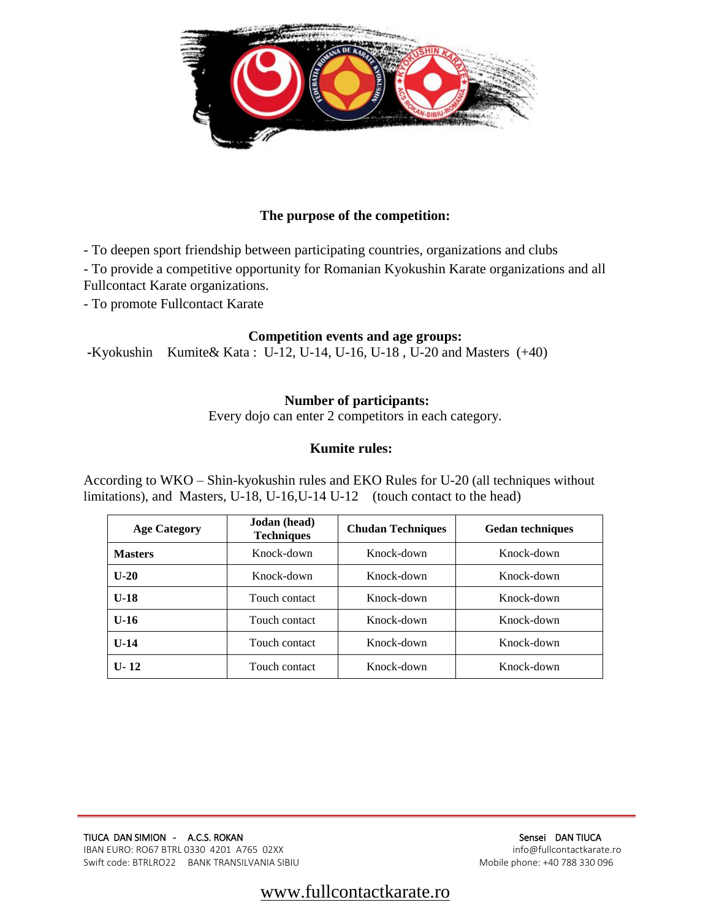## The purpose of the competition:

- To deepen sport friendship between participating countries, organizations and clubs
- To provide a competitive opportunity for Romanian Kyokushin Karate organizations and all Fullcontact Karate organizations.
- To promote Fullcontact Karate

## Competition events and age groups:

-Kyokushin Kumite& Kata : U-12, U-14, U-16, U-18 , U-20 and Masters (+40)

## Number of participants:

Every dojo can enter 2 competitors in each category.

## Kumite rules:

According to WKO – Shin-kyokushin rules and EKO Rules for U-20 (all techniques without limitations), and Masters, U-18, U-16,U-14 U-12 (touch contact to the head)

| Age Category | Jodan (head) Techniques | Chudan Techniques | Gedan techniques |
|---|---|---|---|
| **Masters** | Knock-down | Knock-down | Knock-down |
| **U-20** | Knock-down | Knock-down | Knock-down |
| **U-18** | Touch contact | Knock-down | Knock-down |
| **U-16** | Touch contact | Knock-down | Knock-down |
| **U-14** | Touch contact | Knock-down | Knock-down |
| **U- 12** | Touch contact | Knock-down | Knock-down |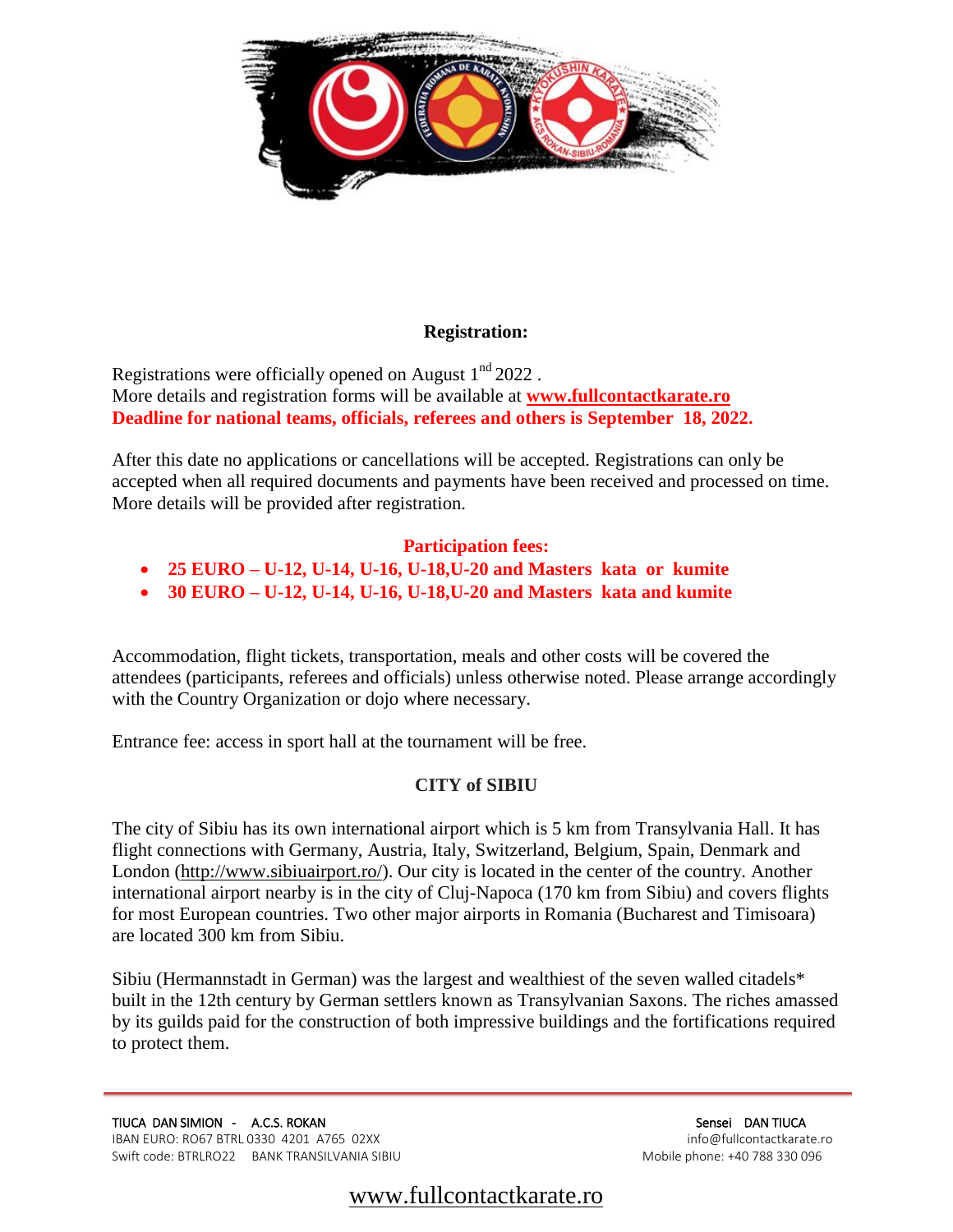## Registration:

Registrations were officially opened on August 1nd 2022 .
More details and registration forms will be available at **www.fullcontactkarate.ro**
**Deadline for national teams, officials, referees and others is September 18, 2022.**

After this date no applications or cancellations will be accepted. Registrations can only be accepted when all required documents and payments have been received and processed on time. More details will be provided after registration.

**Participation fees:**

- **25 EURO – U-12, U-14, U-16, U-18,U-20 and Masters kata or kumite**
- **30 EURO – U-12, U-14, U-16, U-18,U-20 and Masters kata and kumite**

Accommodation, flight tickets, transportation, meals and other costs will be covered the attendees (participants, referees and officials) unless otherwise noted. Please arrange accordingly with the Country Organization or dojo where necessary.

Entrance fee: access in sport hall at the tournament will be free.

## CITY of SIBIU

The city of Sibiu has its own international airport which is 5 km from Transylvania Hall. It has flight connections with Germany, Austria, Italy, Switzerland, Belgium, Spain, Denmark and London (http://www.sibiuairport.ro/). Our city is located in the center of the country. Another international airport nearby is in the city of Cluj-Napoca (170 km from Sibiu) and covers flights for most European countries. Two other major airports in Romania (Bucharest and Timisoara) are located 300 km from Sibiu.

Sibiu (Hermannstadt in German) was the largest and wealthiest of the seven walled citadels* built in the 12th century by German settlers known as Transylvanian Saxons. The riches amassed by its guilds paid for the construction of both impressive buildings and the fortifications required to protect them.

TIUCA DAN SIMION - A.C.S. ROKAN
IBAN EURO: RO67 BTRL 0330 4201 A765 02XX
Swift code: BTRLRO22 BANK TRANSILVANIA SIBIU

Sensei DAN TIUCA
info@fullcontactkarate.ro
Mobile phone: +40 788 330 096

www.fullcontactkarate.ro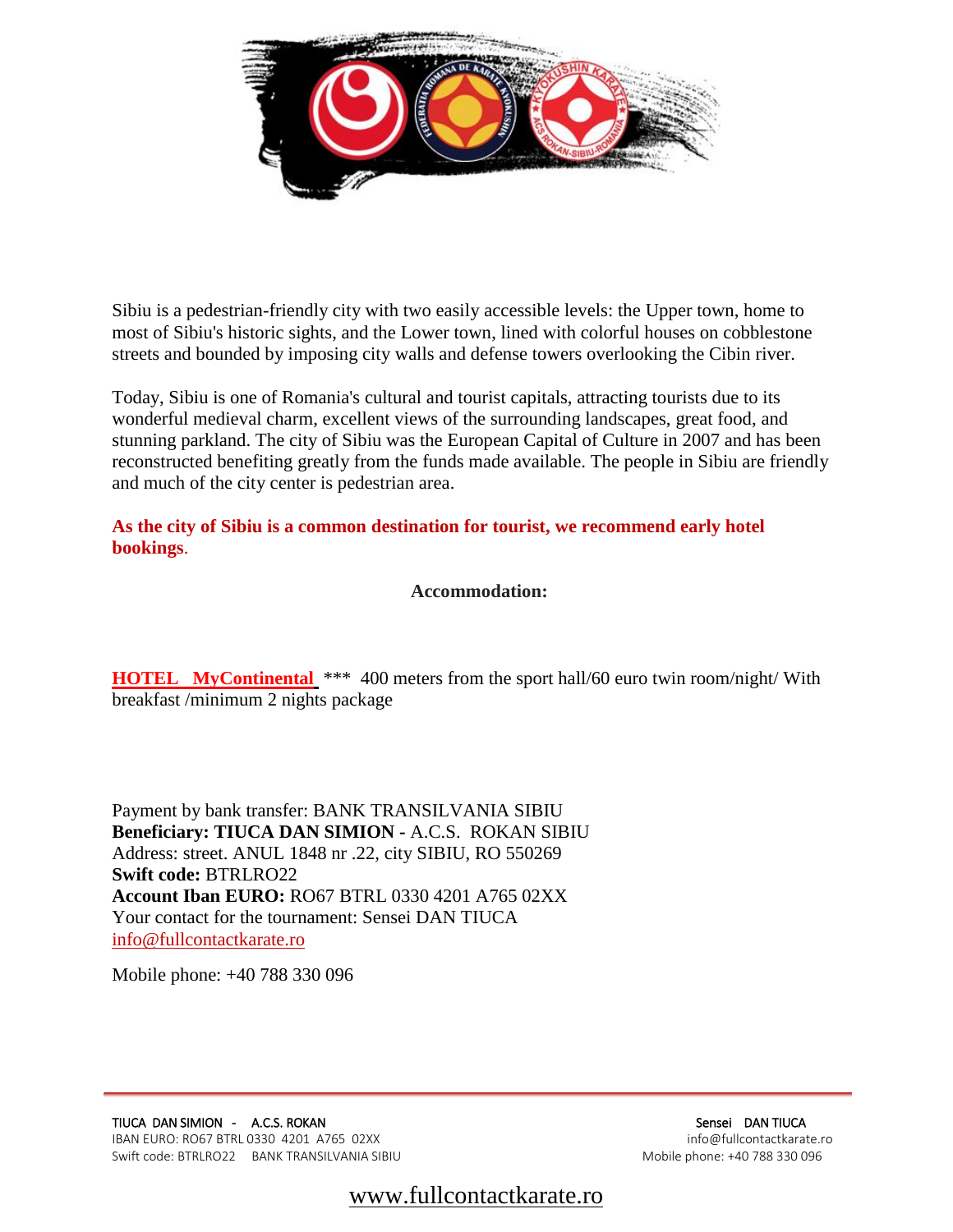Sibiu is a pedestrian-friendly city with two easily accessible levels: the Upper town, home to most of Sibiu's historic sights, and the Lower town, lined with colorful houses on cobblestone streets and bounded by imposing city walls and defense towers overlooking the Cibin river.

Today, Sibiu is one of Romania's cultural and tourist capitals, attracting tourists due to its wonderful medieval charm, excellent views of the surrounding landscapes, great food, and stunning parkland. The city of Sibiu was the European Capital of Culture in 2007 and has been reconstructed benefiting greatly from the funds made available. The people in Sibiu are friendly and much of the city center is pedestrian area.

**As the city of Sibiu is a common destination for tourist, we recommend early hotel bookings**.

**Accommodation:**

**HOTEL MyContinental** *** 400 meters from the sport hall/60 euro twin room/night/ With breakfast /minimum 2 nights package

Payment by bank transfer: BANK TRANSILVANIA SIBIU
**Beneficiary: TIUCA DAN SIMION -** A.C.S. ROKAN SIBIU
Address: street. ANUL 1848 nr .22, city SIBIU, RO 550269
**Swift code:** BTRLRO22
**Account Iban EURO:** RO67 BTRL 0330 4201 A765 02XX
Your contact for the tournament: Sensei DAN TIUCA
info@fullcontactkarate.ro

Mobile phone: +40 788 330 096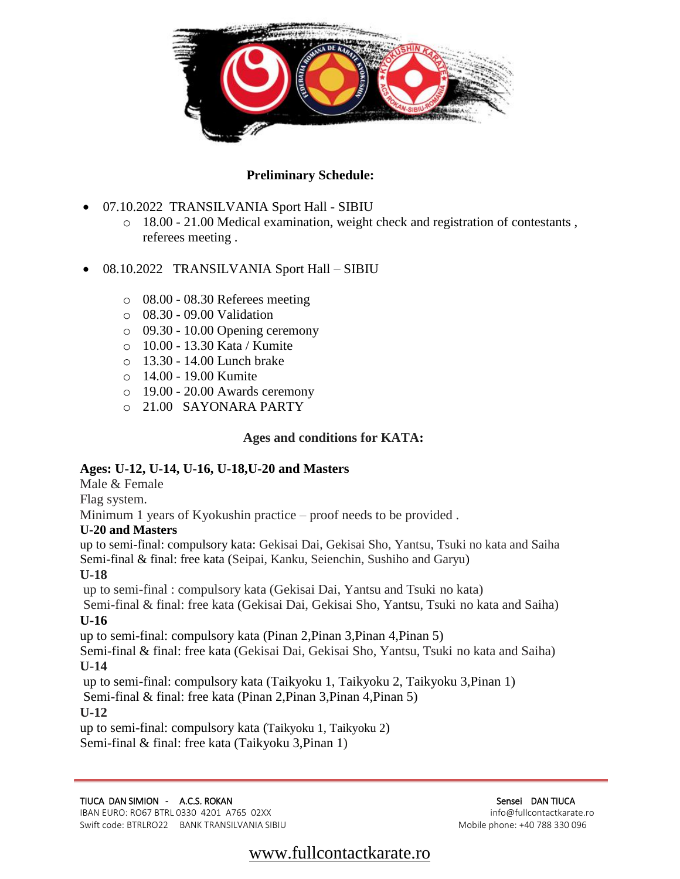**Preliminary Schedule:**

- 07.10.2022 TRANSILVANIA Sport Hall - SIBIU
  - 18.00 - 21.00 Medical examination, weight check and registration of contestants , referees meeting .
- 08.10.2022 TRANSILVANIA Sport Hall – SIBIU
  - 08.00 - 08.30 Referees meeting
  - 08.30 - 09.00 Validation
  - 09.30 - 10.00 Opening ceremony
  - 10.00 - 13.30 Kata / Kumite
  - 13.30 - 14.00 Lunch brake
  - 14.00 - 19.00 Kumite
  - 19.00 - 20.00 Awards ceremony
  - 21.00 SAYONARA PARTY

**Ages and conditions for KATA:**

**Ages: U-12, U-14, U-16, U-18,U-20 and Masters**
Male & Female
Flag system.
Minimum 1 years of Kyokushin practice – proof needs to be provided .

**U-20 and Masters**
up to semi-final: compulsory kata: Gekisai Dai, Gekisai Sho, Yantsu, Tsuki no kata and Saiha
Semi-final & final: free kata (Seipai, Kanku, Seienchin, Sushiho and Garyu)

**U-18**
up to semi-final : compulsory kata (Gekisai Dai, Yantsu and Tsuki no kata)
Semi-final & final: free kata (Gekisai Dai, Gekisai Sho, Yantsu, Tsuki no kata and Saiha)

**U-16**
up to semi-final: compulsory kata (Pinan 2,Pinan 3,Pinan 4,Pinan 5)
Semi-final & final: free kata (Gekisai Dai, Gekisai Sho, Yantsu, Tsuki no kata and Saiha)

**U-14**
up to semi-final: compulsory kata (Taikyoku 1, Taikyoku 2, Taikyoku 3,Pinan 1)
Semi-final & final: free kata (Pinan 2,Pinan 3,Pinan 4,Pinan 5)

**U-12**
up to semi-final: compulsory kata (Taikyoku 1, Taikyoku 2)
Semi-final & final: free kata (Taikyoku 3,Pinan 1)

TIUCA DAN SIMION - A.C.S. ROKAN
IBAN EURO: RO67 BTRL 0330 4201 A765 02XX
Swift code: BTRLRO22 BANK TRANSILVANIA SIBIU

Sensei DAN TIUCA
info@fullcontactkarate.ro
Mobile phone: +40 788 330 096

www.fullcontactkarate.ro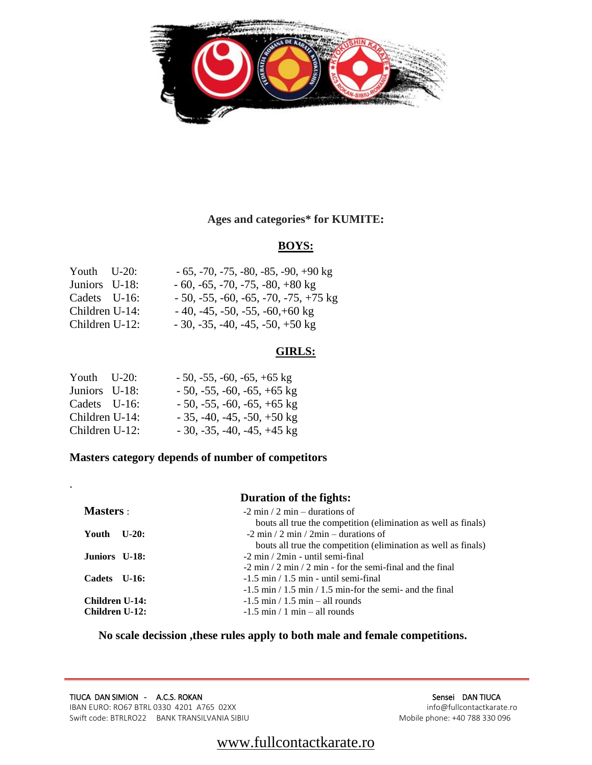**Ages and categories* for KUMITE:**

**BOYS:**

| | |
|---|---|
| Youth U-20: | - 65, -70, -75, -80, -85, -90, +90 kg |
| Juniors U-18: | - 60, -65, -70, -75, -80, +80 kg |
| Cadets U-16: | - 50, -55, -60, -65, -70, -75, +75 kg |
| Children U-14: | - 40, -45, -50, -55, -60,+60 kg |
| Children U-12: | - 30, -35, -40, -45, -50, +50 kg |

**GIRLS:**

| | |
|---|---|
| Youth U-20: | - 50, -55, -60, -65, +65 kg |
| Juniors U-18: | - 50, -55, -60, -65, +65 kg |
| Cadets U-16: | - 50, -55, -60, -65, +65 kg |
| Children U-14: | - 35, -40, -45, -50, +50 kg |
| Children U-12: | - 30, -35, -40, -45, +45 kg |

**Masters category depends of number of competitors**

.

**Duration of the fights:**

| | |
|---|---|
| **Masters** : | -2 min / 2 min – durations of bouts all true the competition (elimination as well as finals) |
| **Youth U-20:** | -2 min / 2 min / 2min – durations of bouts all true the competition (elimination as well as finals) |
| **Juniors U-18:** | -2 min / 2min - until semi-final<br>-2 min / 2 min / 2 min - for the semi-final and the final |
| **Cadets U-16:** | -1.5 min / 1.5 min - until semi-final<br>-1.5 min / 1.5 min / 1.5 min-for the semi- and the final |
| **Children U-14:** | -1.5 min / 1.5 min – all rounds |
| **Children U-12:** | -1.5 min / 1 min – all rounds |

**No scale decission ,these rules apply to both male and female competitions.**

TIUCA DAN SIMION - A.C.S. ROKAN
IBAN EURO: RO67 BTRL 0330 4201 A765 02XX
Swift code: BTRLRO22 BANK TRANSILVANIA SIBIU

Sensei DAN TIUCA
info@fullcontactkarate.ro
Mobile phone: +40 788 330 096

www.fullcontactkarate.ro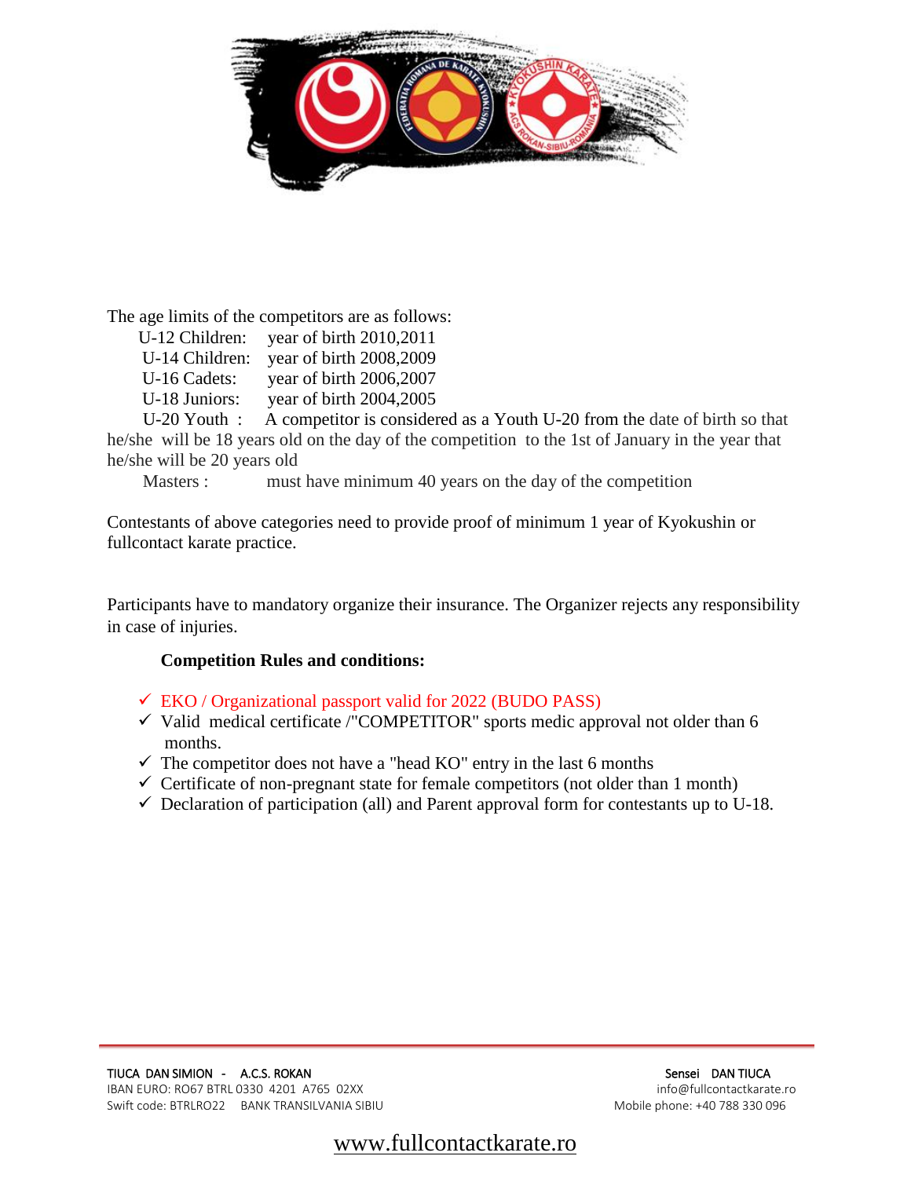The age limits of the competitors are as follows:

U-12 Children: year of birth 2010,2011
U-14 Children: year of birth 2008,2009
U-16 Cadets: year of birth 2006,2007
U-18 Juniors: year of birth 2004,2005
U-20 Youth : A competitor is considered as a Youth U-20 from the date of birth so that he/she will be 18 years old on the day of the competition to the 1st of January in the year that he/she will be 20 years old
Masters : must have minimum 40 years on the day of the competition

Contestants of above categories need to provide proof of minimum 1 year of Kyokushin or fullcontact karate practice.

Participants have to mandatory organize their insurance. The Organizer rejects any responsibility in case of injuries.

**Competition Rules and conditions:**

- ✓ EKO / Organizational passport valid for 2022 (BUDO PASS)
- ✓ Valid medical certificate /"COMPETITOR" sports medic approval not older than 6 months.
- ✓ The competitor does not have a "head KO" entry in the last 6 months
- ✓ Certificate of non-pregnant state for female competitors (not older than 1 month)
- ✓ Declaration of participation (all) and Parent approval form for contestants up to U-18.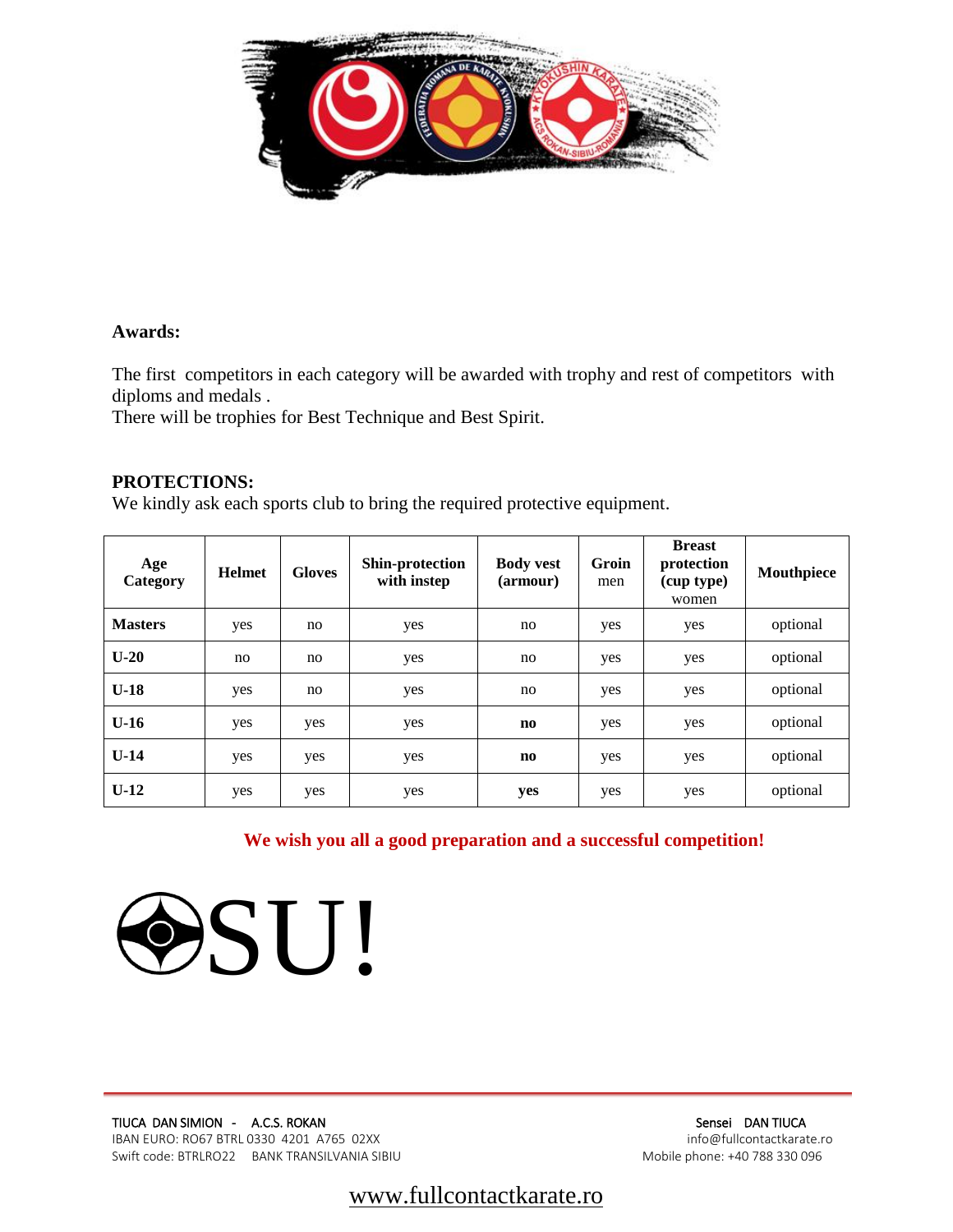**Awards:**

The first competitors in each category will be awarded with trophy and rest of competitors with diplomas and medals .
There will be trophies for Best Technique and Best Spirit.

**PROTECTIONS:**
We kindly ask each sports club to bring the required protective equipment.

| Age Category | Helmet | Gloves | Shin-protection with instep | Body vest (armour) | Groin men | Breast protection (cup type) women | Mouthpiece |
|---|---|---|---|---|---|---|---|
| **Masters** | yes | no | yes | no | yes | yes | optional |
| **U-20** | no | no | yes | no | yes | yes | optional |
| **U-18** | yes | no | yes | no | yes | yes | optional |
| **U-16** | yes | yes | yes | **no** | yes | yes | optional |
| **U-14** | yes | yes | yes | **no** | yes | yes | optional |
| **U-12** | yes | yes | yes | **yes** | yes | yes | optional |

**We wish you all a good preparation and a successful competition!**

OSU!

TIUCA DAN SIMION - A.C.S. ROKAN
IBAN EURO: RO67 BTRL 0330 4201 A765 02XX
Swift code: BTRLRO22 BANK TRANSILVANIA SIBIU

Sensei DAN TIUCA
info@fullcontactkarate.ro
Mobile phone: +40 788 330 096

www.fullcontactkarate.ro